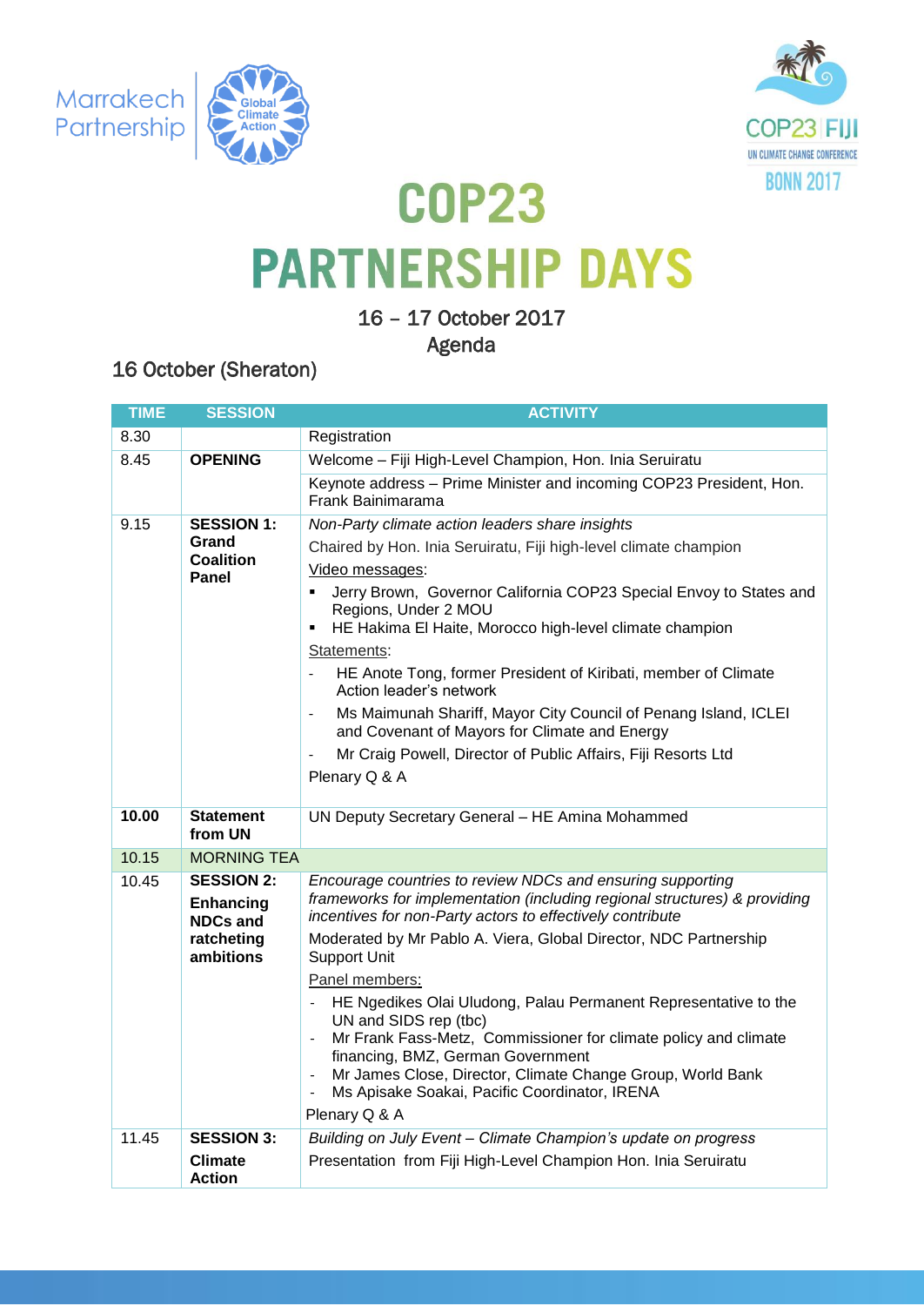Marrakech Partnership | Global Climate Action

COP23 | FIJI
UN CLIMATE CHANGE CONFERENCE
BONN 2017

# COP23 PARTNERSHIP DAYS

16 – 17 October 2017
Agenda

## 16 October (Sheraton)

| TIME | SESSION | ACTIVITY |
|---|---|---|
| 8.30 | | Registration |
| 8.45 | **OPENING** | Welcome – Fiji High-Level Champion, Hon. Inia Seruiratu |
| | | Keynote address – Prime Minister and incoming COP23 President, Hon. Frank Bainimarama |
| 9.15 | **SESSION 1: Grand Coalition Panel** | *Non-Party climate action leaders share insights*<br>Chaired by Hon. Inia Seruiratu, Fiji high-level climate champion<br>Video messages:<br>▪ Jerry Brown, Governor California COP23 Special Envoy to States and Regions, Under 2 MOU<br>▪ HE Hakima El Haite, Morocco high-level climate champion<br>Statements:<br>- HE Anote Tong, former President of Kiribati, member of Climate Action leader's network<br>- Ms Maimunah Shariff, Mayor City Council of Penang Island, ICLEI and Covenant of Mayors for Climate and Energy<br>- Mr Craig Powell, Director of Public Affairs, Fiji Resorts Ltd<br>Plenary Q & A |
| **10.00** | **Statement from UN** | UN Deputy Secretary General – HE Amina Mohammed |
| 10.15 | MORNING TEA | |
| 10.45 | **SESSION 2: Enhancing NDCs and ratcheting ambitions** | *Encourage countries to review NDCs and ensuring supporting frameworks for implementation (including regional structures) & providing incentives for non-Party actors to effectively contribute*<br>Moderated by Mr Pablo A. Viera, Global Director, NDC Partnership Support Unit<br>Panel members:<br>- HE Ngedikes Olai Uludong, Palau Permanent Representative to the UN and SIDS rep (tbc)<br>- Mr Frank Fass-Metz, Commissioner for climate policy and climate financing, BMZ, German Government<br>- Mr James Close, Director, Climate Change Group, World Bank<br>- Ms Apisake Soakai, Pacific Coordinator, IRENA<br>Plenary Q & A |
| 11.45 | **SESSION 3: Climate Action** | *Building on July Event – Climate Champion's update on progress*<br>Presentation from Fiji High-Level Champion Hon. Inia Seruiratu |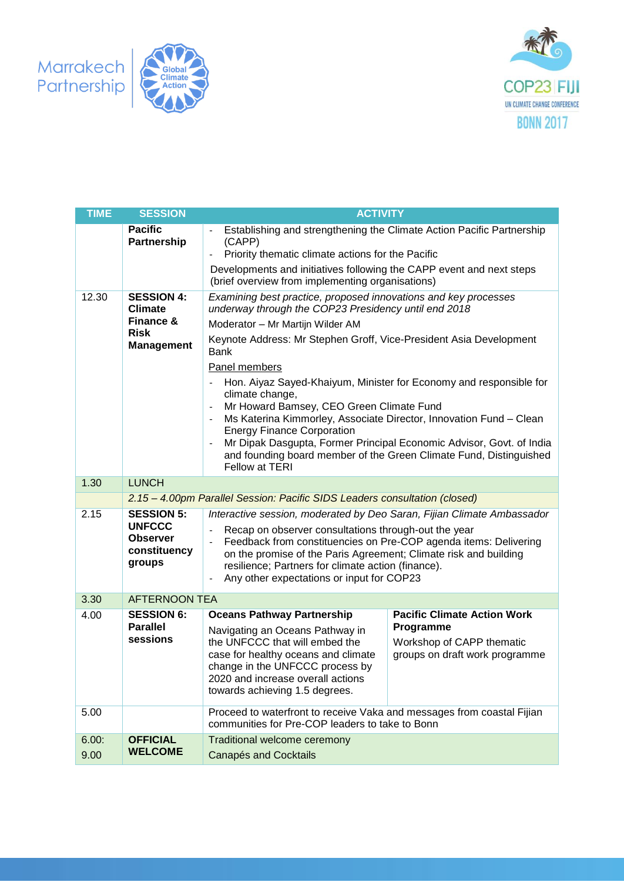| TIME | SESSION | ACTIVITY | |
|---|---|---|---|
| | **Pacific Partnership** | - Establishing and strengthening the Climate Action Pacific Partnership (CAPP)<br>- Priority thematic climate actions for the Pacific<br>Developments and initiatives following the CAPP event and next steps (brief overview from implementing organisations) | |
| 12.30 | **SESSION 4: Climate Finance & Risk Management** | *Examining best practice, proposed innovations and key processes underway through the COP23 Presidency until end 2018*<br>Moderator – Mr Martijn Wilder AM<br>Keynote Address: Mr Stephen Groff, Vice-President Asia Development Bank<br>Panel members<br>- Hon. Aiyaz Sayed-Khaiyum, Minister for Economy and responsible for climate change,<br>- Mr Howard Bamsey, CEO Green Climate Fund<br>- Ms Katerina Kimmorley, Associate Director, Innovation Fund – Clean Energy Finance Corporation<br>- Mr Dipak Dasgupta, Former Principal Economic Advisor, Govt. of India and founding board member of the Green Climate Fund, Distinguished Fellow at TERI | |
| 1.30 | LUNCH | | |
| | *2.15 – 4.00pm Parallel Session: Pacific SIDS Leaders consultation (closed)* | | |
| 2.15 | **SESSION 5: UNFCCC Observer constituency groups** | *Interactive session, moderated by Deo Saran, Fijian Climate Ambassador*<br>- Recap on observer consultations through-out the year<br>- Feedback from constituencies on Pre-COP agenda items: Delivering on the promise of the Paris Agreement; Climate risk and building resilience; Partners for climate action (finance).<br>- Any other expectations or input for COP23 | |
| 3.30 | AFTERNOON TEA | | |
| 4.00 | **SESSION 6: Parallel sessions** | **Oceans Pathway Partnership**<br>Navigating an Oceans Pathway in the UNFCCC that will embed the case for healthy oceans and climate change in the UNFCCC process by 2020 and increase overall actions towards achieving 1.5 degrees. | **Pacific Climate Action Work Programme**<br>Workshop of CAPP thematic groups on draft work programme |
| 5.00 | | Proceed to waterfront to receive Vaka and messages from coastal Fijian communities for Pre-COP leaders to take to Bonn | |
| 6.00: 9.00 | **OFFICIAL WELCOME** | Traditional welcome ceremony<br>Canapés and Cocktails | |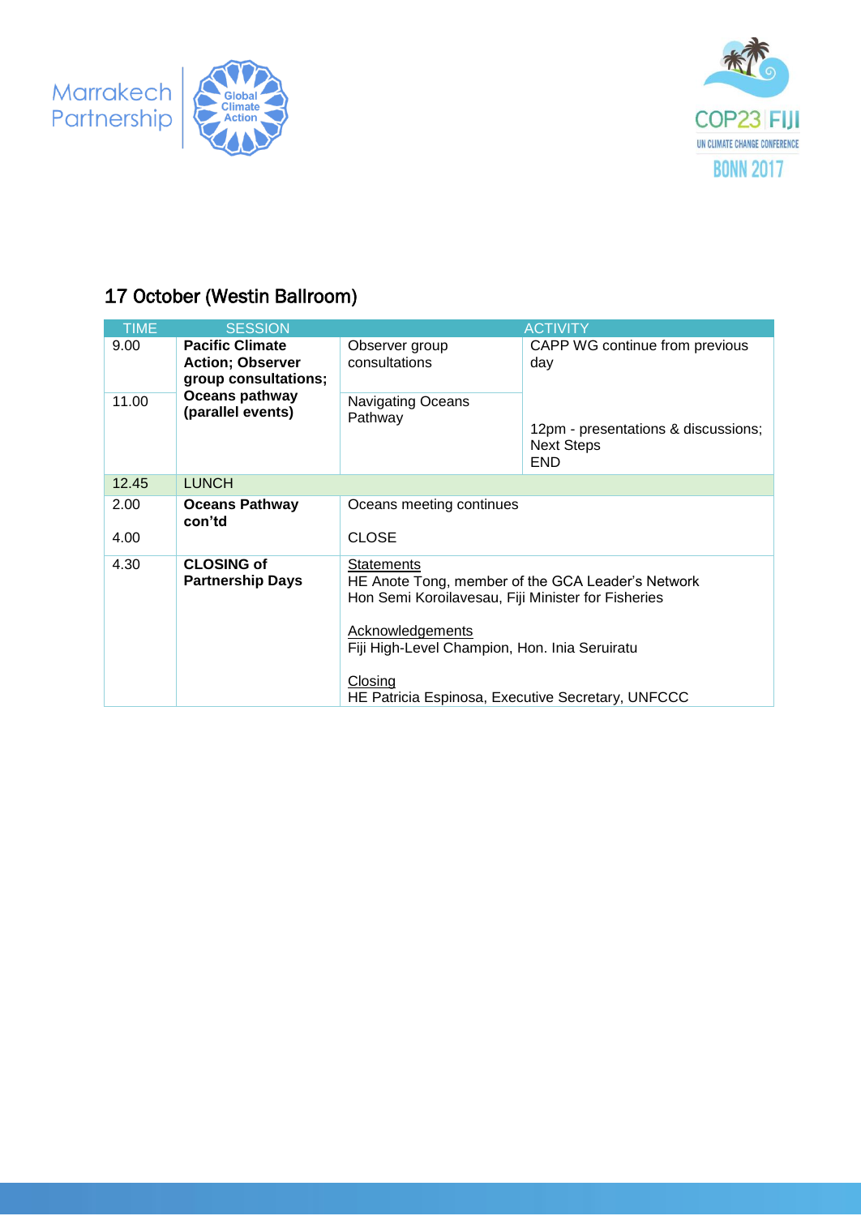## 17 October (Westin Ballroom)

| TIME | SESSION | ACTIVITY | |
|---|---|---|---|
| 9.00 | **Pacific Climate Action; Observer group consultations; Oceans pathway (parallel events)** | Observer group consultations | CAPP WG continue from previous day |
| 11.00 | | Navigating Oceans Pathway | 12pm - presentations & discussions; Next Steps END |
| 12.45 | LUNCH | | |
| 2.00<br>4.00 | **Oceans Pathway con'td** | Oceans meeting continues<br>CLOSE | |
| 4.30 | **CLOSING of Partnership Days** | Statements<br>HE Anote Tong, member of the GCA Leader's Network<br>Hon Semi Koroilavesau, Fiji Minister for Fisheries<br><br>Acknowledgements<br>Fiji High-Level Champion, Hon. Inia Seruiratu<br><br>Closing<br>HE Patricia Espinosa, Executive Secretary, UNFCCC | |